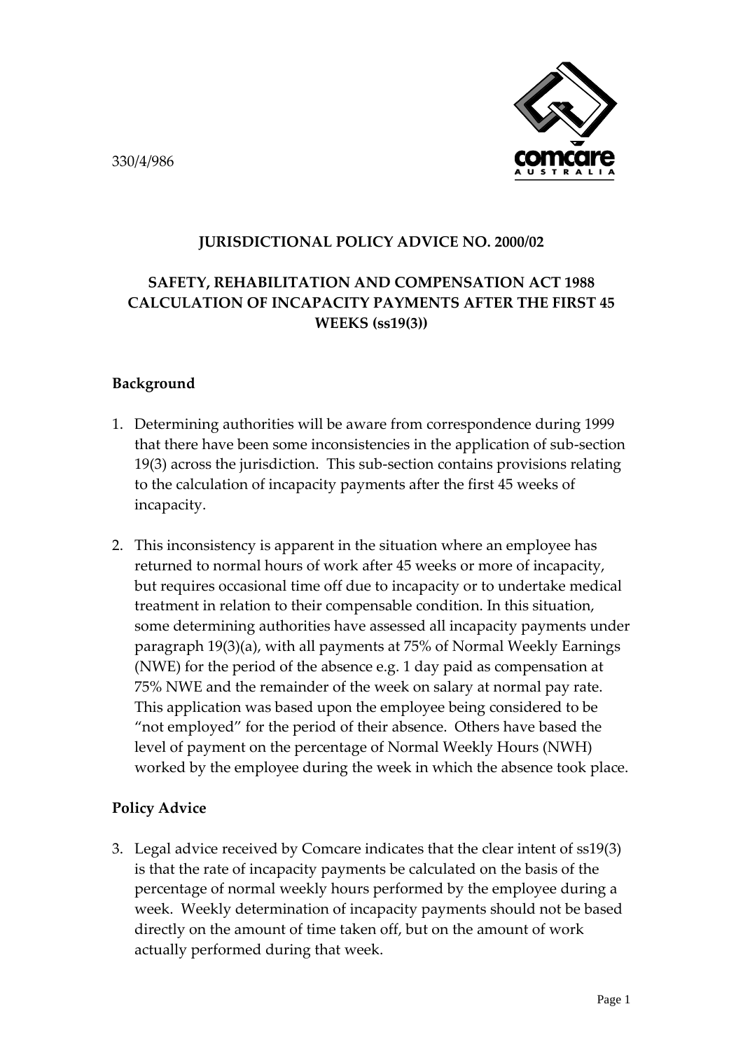330/4/986

**JURISDICTIONAL POLICY ADVICE NO. 2000/02**

**SAFETY, REHABILITATION AND COMPENSATION ACT 1988 CALCULATION OF INCAPACITY PAYMENTS AFTER THE FIRST 45 WEEKS (ss19(3))**

## Background

1. Determining authorities will be aware from correspondence during 1999 that there have been some inconsistencies in the application of sub-section 19(3) across the jurisdiction. This sub-section contains provisions relating to the calculation of incapacity payments after the first 45 weeks of incapacity.

2. This inconsistency is apparent in the situation where an employee has returned to normal hours of work after 45 weeks or more of incapacity, but requires occasional time off due to incapacity or to undertake medical treatment in relation to their compensable condition. In this situation, some determining authorities have assessed all incapacity payments under paragraph 19(3)(a), with all payments at 75% of Normal Weekly Earnings (NWE) for the period of the absence e.g. 1 day paid as compensation at 75% NWE and the remainder of the week on salary at normal pay rate. This application was based upon the employee being considered to be "not employed" for the period of their absence. Others have based the level of payment on the percentage of Normal Weekly Hours (NWH) worked by the employee during the week in which the absence took place.

## Policy Advice

3. Legal advice received by Comcare indicates that the clear intent of ss19(3) is that the rate of incapacity payments be calculated on the basis of the percentage of normal weekly hours performed by the employee during a week. Weekly determination of incapacity payments should not be based directly on the amount of time taken off, but on the amount of work actually performed during that week.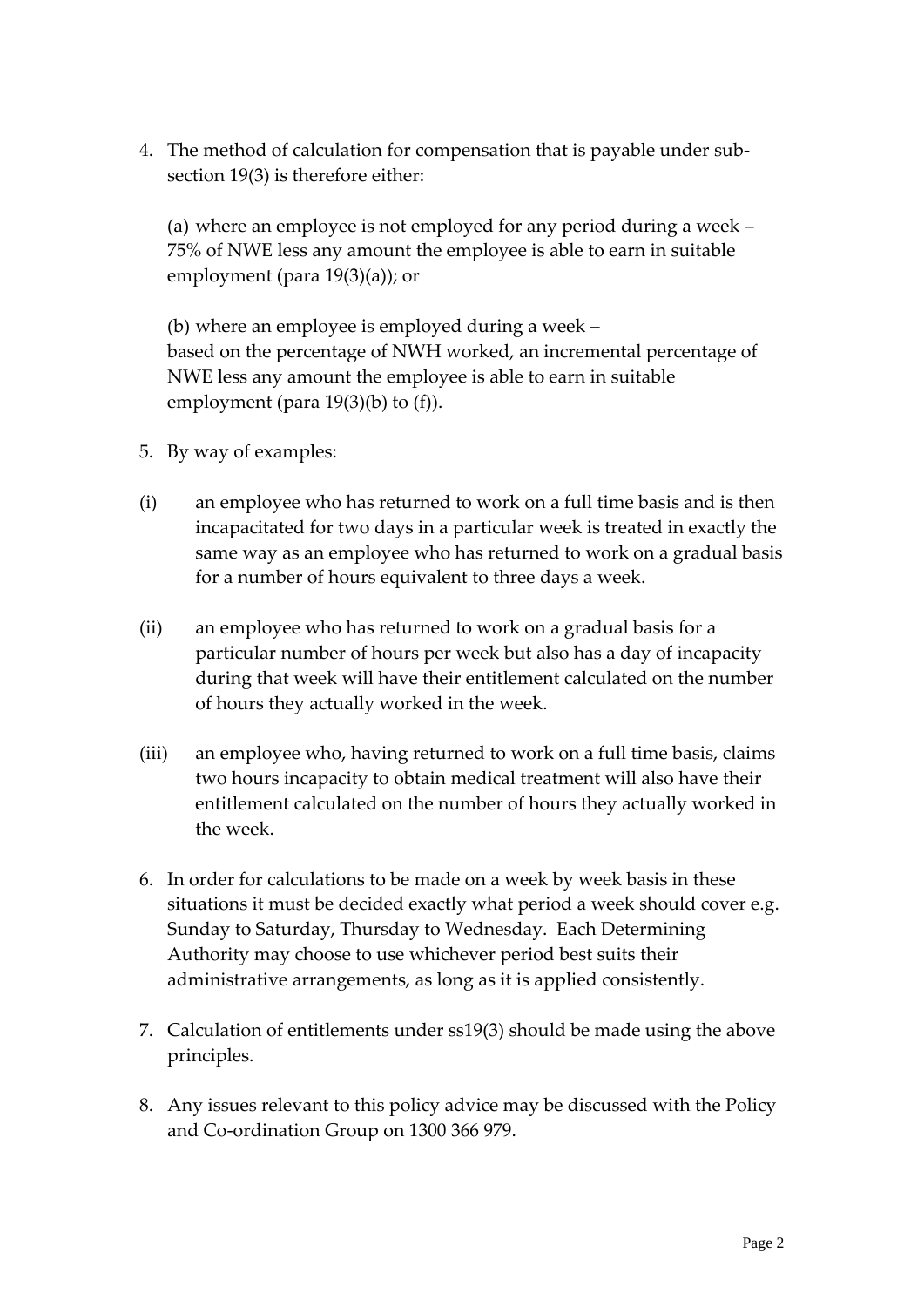4. The method of calculation for compensation that is payable under sub-section 19(3) is therefore either:

   (a) where an employee is not employed for any period during a week – 75% of NWE less any amount the employee is able to earn in suitable employment (para 19(3)(a)); or

   (b) where an employee is employed during a week – based on the percentage of NWH worked, an incremental percentage of NWE less any amount the employee is able to earn in suitable employment (para 19(3)(b) to (f)).

5. By way of examples:

(i) an employee who has returned to work on a full time basis and is then incapacitated for two days in a particular week is treated in exactly the same way as an employee who has returned to work on a gradual basis for a number of hours equivalent to three days a week.

(ii) an employee who has returned to work on a gradual basis for a particular number of hours per week but also has a day of incapacity during that week will have their entitlement calculated on the number of hours they actually worked in the week.

(iii) an employee who, having returned to work on a full time basis, claims two hours incapacity to obtain medical treatment will also have their entitlement calculated on the number of hours they actually worked in the week.

6. In order for calculations to be made on a week by week basis in these situations it must be decided exactly what period a week should cover e.g. Sunday to Saturday, Thursday to Wednesday. Each Determining Authority may choose to use whichever period best suits their administrative arrangements, as long as it is applied consistently.

7. Calculation of entitlements under ss19(3) should be made using the above principles.

8. Any issues relevant to this policy advice may be discussed with the Policy and Co-ordination Group on 1300 366 979.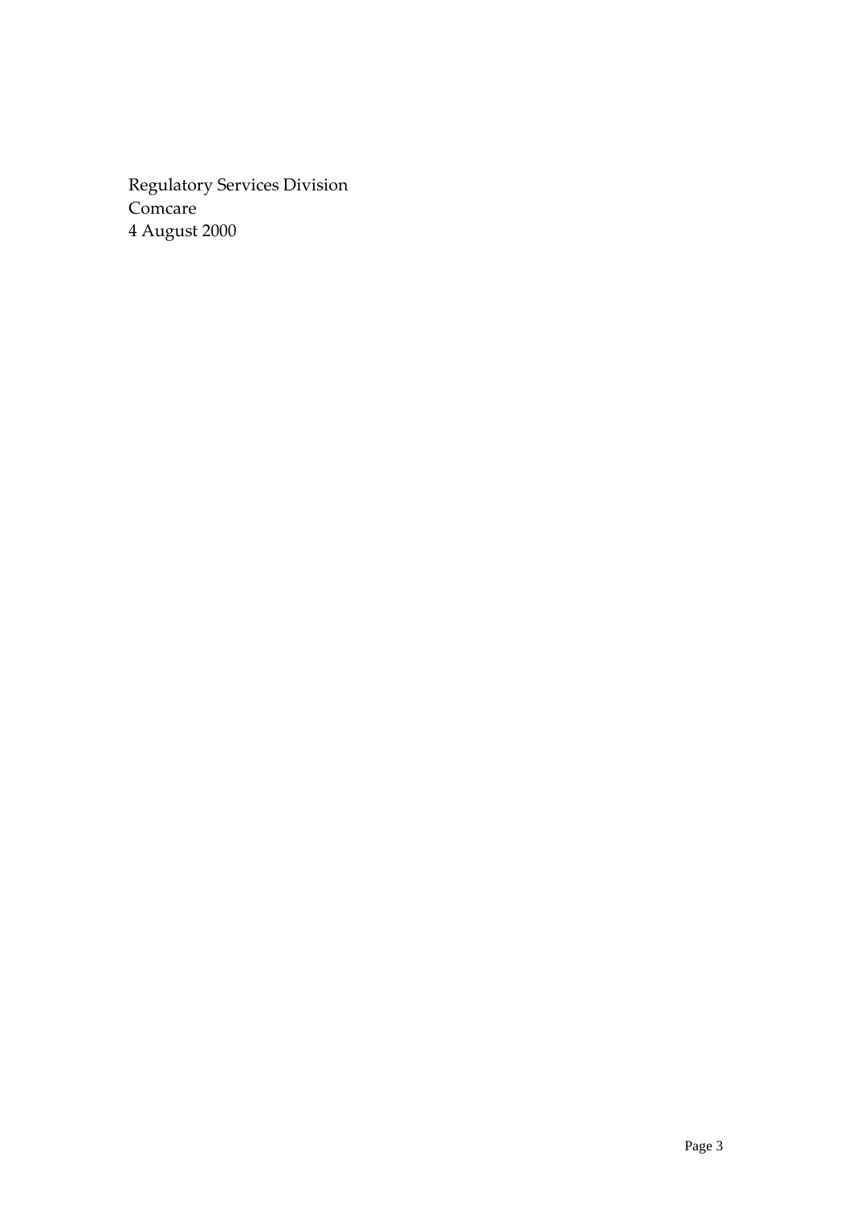Regulatory Services Division
Comcare
4 August 2000